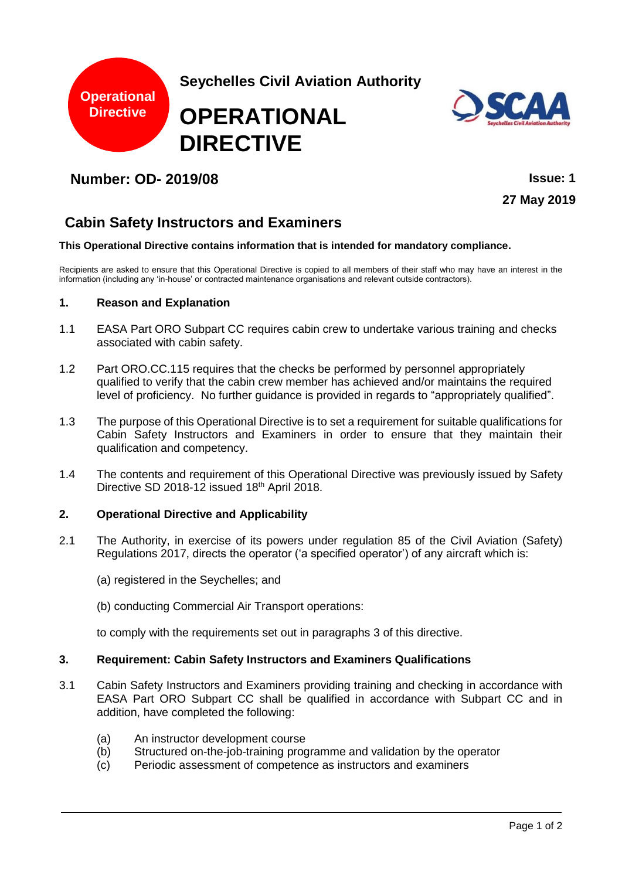Operational Directive

**Seychelles Civil Aviation Authority**

# OPERATIONAL DIRECTIVE

SCAA Seychelles Civil Aviation Authority

## Number: OD- 2019/08

**Issue: 1**

**27 May 2019**

## Cabin Safety Instructors and Examiners

**This Operational Directive contains information that is intended for mandatory compliance.**

Recipients are asked to ensure that this Operational Directive is copied to all members of their staff who may have an interest in the information (including any 'in-house' or contracted maintenance organisations and relevant outside contractors).

### 1. Reason and Explanation

1.1 EASA Part ORO Subpart CC requires cabin crew to undertake various training and checks associated with cabin safety.

1.2 Part ORO.CC.115 requires that the checks be performed by personnel appropriately qualified to verify that the cabin crew member has achieved and/or maintains the required level of proficiency. No further guidance is provided in regards to "appropriately qualified".

1.3 The purpose of this Operational Directive is to set a requirement for suitable qualifications for Cabin Safety Instructors and Examiners in order to ensure that they maintain their qualification and competency.

1.4 The contents and requirement of this Operational Directive was previously issued by Safety Directive SD 2018-12 issued 18th April 2018.

### 2. Operational Directive and Applicability

2.1 The Authority, in exercise of its powers under regulation 85 of the Civil Aviation (Safety) Regulations 2017, directs the operator ('a specified operator') of any aircraft which is:

(a) registered in the Seychelles; and

(b) conducting Commercial Air Transport operations:

to comply with the requirements set out in paragraphs 3 of this directive.

### 3. Requirement: Cabin Safety Instructors and Examiners Qualifications

3.1 Cabin Safety Instructors and Examiners providing training and checking in accordance with EASA Part ORO Subpart CC shall be qualified in accordance with Subpart CC and in addition, have completed the following:

- (a) An instructor development course
- (b) Structured on-the-job-training programme and validation by the operator
- (c) Periodic assessment of competence as instructors and examiners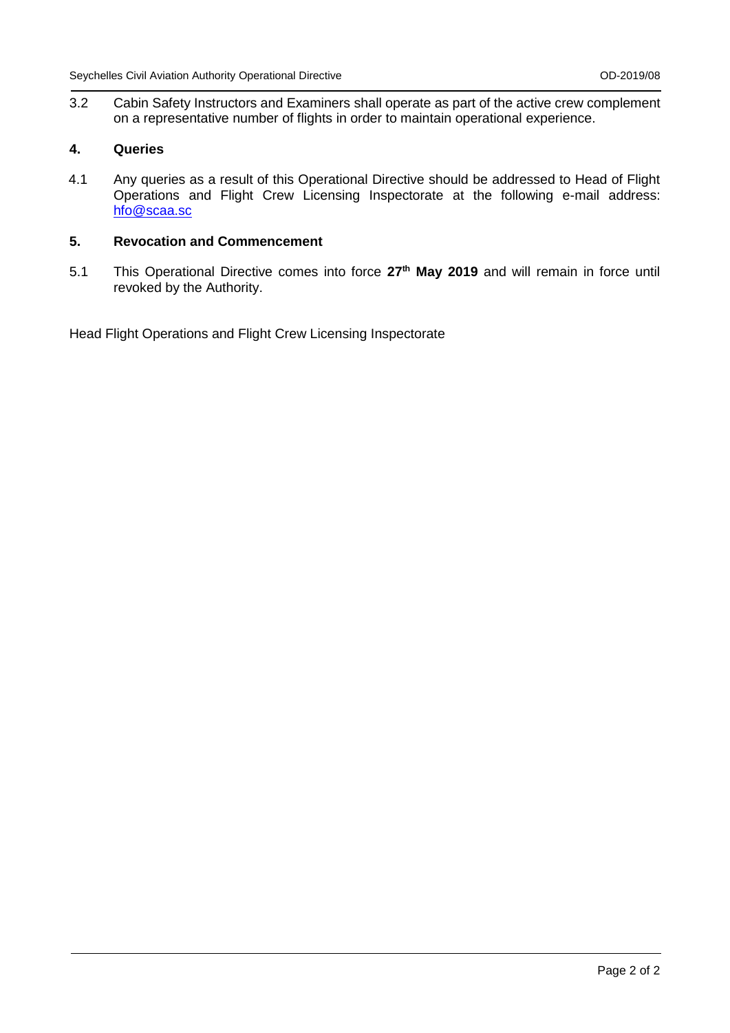3.2 Cabin Safety Instructors and Examiners shall operate as part of the active crew complement on a representative number of flights in order to maintain operational experience.

## 4. Queries

4.1 Any queries as a result of this Operational Directive should be addressed to Head of Flight Operations and Flight Crew Licensing Inspectorate at the following e-mail address: hfo@scaa.sc

## 5. Revocation and Commencement

5.1 This Operational Directive comes into force **27th May 2019** and will remain in force until revoked by the Authority.

Head Flight Operations and Flight Crew Licensing Inspectorate